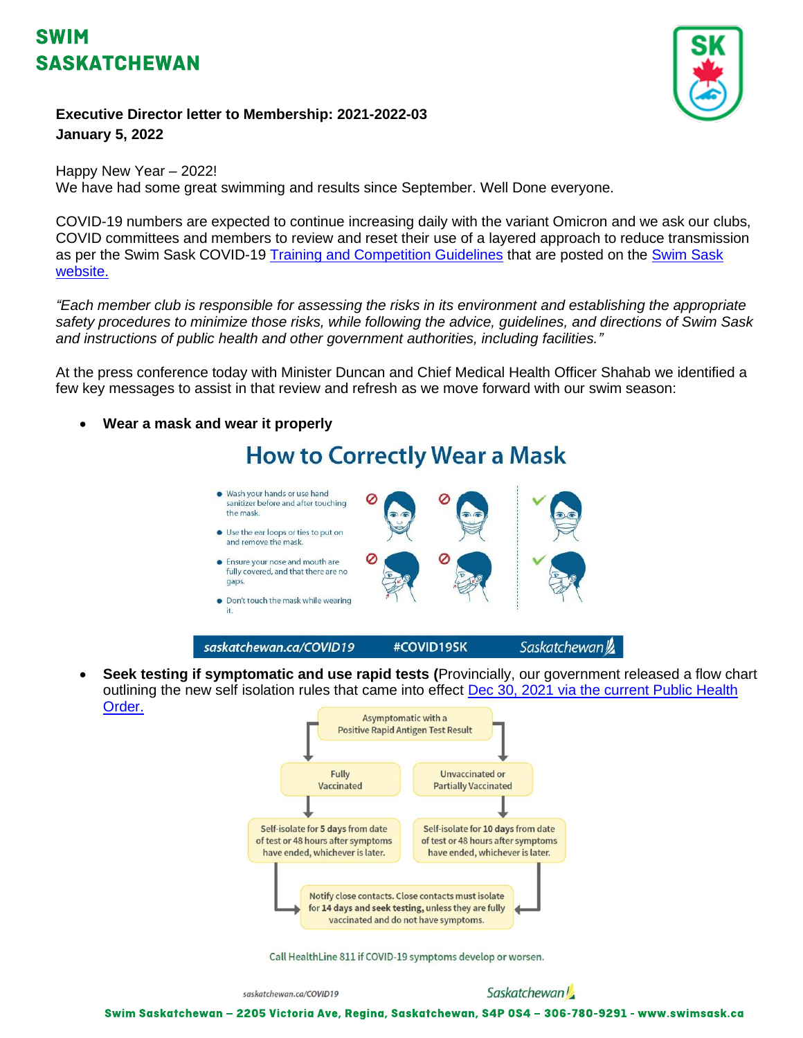# SWIM SASKATCHEWAN

**Executive Director letter to Membership: 2021-2022-03**
**January 5, 2022**

Happy New Year – 2022!
We have had some great swimming and results since September. Well Done everyone.

COVID-19 numbers are expected to continue increasing daily with the variant Omicron and we ask our clubs, COVID committees and members to review and reset their use of a layered approach to reduce transmission as per the Swim Sask COVID-19 Training and Competition Guidelines that are posted on the Swim Sask website.

*"Each member club is responsible for assessing the risks in its environment and establishing the appropriate safety procedures to minimize those risks, while following the advice, guidelines, and directions of Swim Sask and instructions of public health and other government authorities, including facilities."*

At the press conference today with Minister Duncan and Chief Medical Health Officer Shahab we identified a few key messages to assist in that review and refresh as we move forward with our swim season:

- **Wear a mask and wear it properly**

## How to Correctly Wear a Mask

- Wash your hands or use hand sanitizer before and after touching the mask.
- Use the ear loops or ties to put on and remove the mask.
- Ensure your nose and mouth are fully covered, and that there are no gaps.
- Don't touch the mask while wearing it.

saskatchewan.ca/COVID19 #COVID19SK Saskatchewan

- **Seek testing if symptomatic and use rapid tests (**Provincially, our government released a flow chart outlining the new self isolation rules that came into effect Dec 30, 2021 via the current Public Health Order.

Asymptomatic with a Positive Rapid Antigen Test Result

- Fully Vaccinated → Self-isolate for **5 days** from date of test or 48 hours after symptoms have ended, whichever is later.
- Unvaccinated or Partially Vaccinated → Self-isolate for **10 days** from date of test or 48 hours after symptoms have ended, whichever is later.

→ Notify close contacts. Close contacts must isolate for **14 days and seek testing,** unless they are fully vaccinated and do not have symptoms.

Call HealthLine 811 if COVID-19 symptoms develop or worsen.

saskatchewan.ca/COVID19 Saskatchewan

Swim Saskatchewan – 2205 Victoria Ave, Regina, Saskatchewan, S4P 0S4 – 306-780-9291 - www.swimsask.ca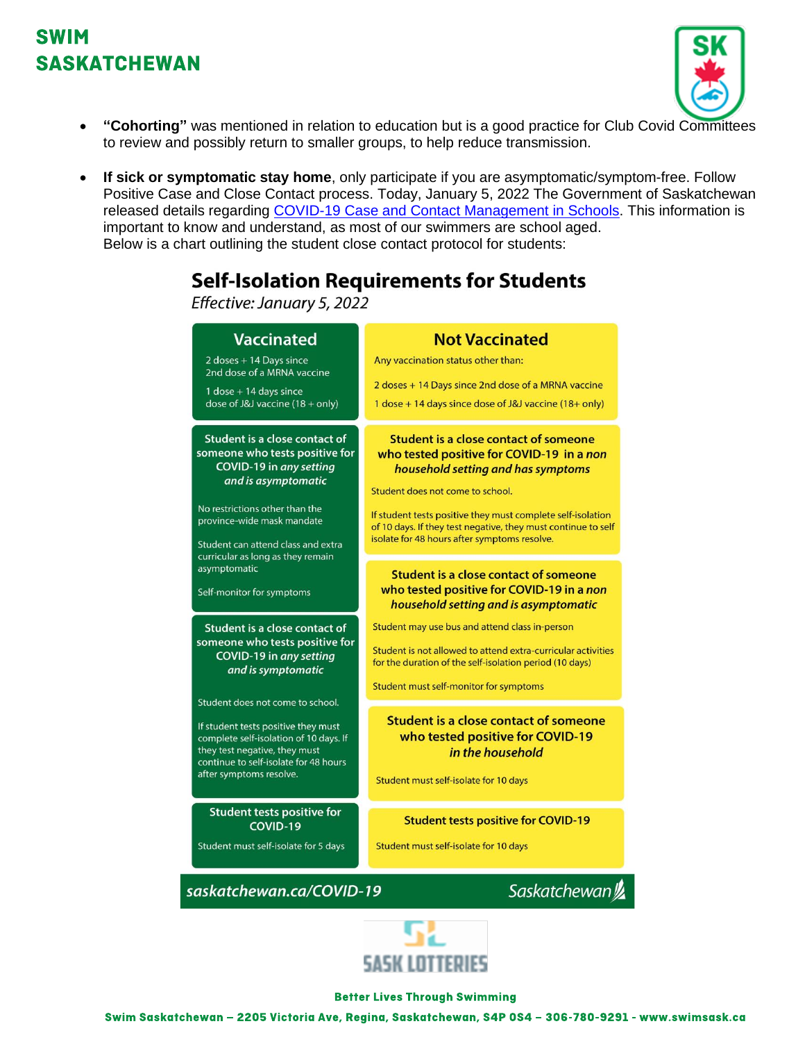- **"Cohorting"** was mentioned in relation to education but is a good practice for Club Covid Committees to review and possibly return to smaller groups, to help reduce transmission.

- **If sick or symptomatic stay home**, only participate if you are asymptomatic/symptom-free. Follow Positive Case and Close Contact process. Today, January 5, 2022 The Government of Saskatchewan released details regarding COVID-19 Case and Contact Management in Schools. This information is important to know and understand, as most of our swimmers are school aged.
  Below is a chart outlining the student close contact protocol for students:

## Self-Isolation Requirements for Students

*Effective: January 5, 2022*

| Vaccinated | Not Vaccinated |
|---|---|
| 2 doses + 14 Days since 2nd dose of a MRNA vaccine<br><br>1 dose + 14 days since dose of J&J vaccine (18 + only) | Any vaccination status other than:<br><br>2 doses + 14 Days since 2nd dose of a MRNA vaccine<br><br>1 dose + 14 days since dose of J&J vaccine (18+ only) |
| **Student is a close contact of someone who tests positive for COVID-19 in *any setting and is asymptomatic***<br><br>No restrictions other than the province-wide mask mandate<br><br>Student can attend class and extra curricular as long as they remain asymptomatic<br><br>Self-monitor for symptoms | **Student is a close contact of someone who tested positive for COVID-19 in a *non household setting and has symptoms***<br><br>Student does not come to school.<br><br>If student tests positive they must complete self-isolation of 10 days. If they test negative, they must continue to self isolate for 48 hours after symptoms resolve.<br><br>**Student is a close contact of someone who tested positive for COVID-19 in a *non household setting and is asymptomatic***<br><br>Student may use bus and attend class in-person<br><br>Student is not allowed to attend extra-curricular activities for the duration of the self-isolation period (10 days)<br><br>Student must self-monitor for symptoms |
| **Student is a close contact of someone who tests positive for COVID-19 in *any setting and is symptomatic***<br><br>Student does not come to school.<br><br>If student tests positive they must complete self-isolation of 10 days. If they test negative, they must continue to self-isolate for 48 hours after symptoms resolve. | **Student is a close contact of someone who tested positive for COVID-19 *in the household***<br><br>Student must self-isolate for 10 days |
| **Student tests positive for COVID-19**<br><br>Student must self-isolate for 5 days | **Student tests positive for COVID-19**<br><br>Student must self-isolate for 10 days |

*saskatchewan.ca/COVID-19* Saskatchewan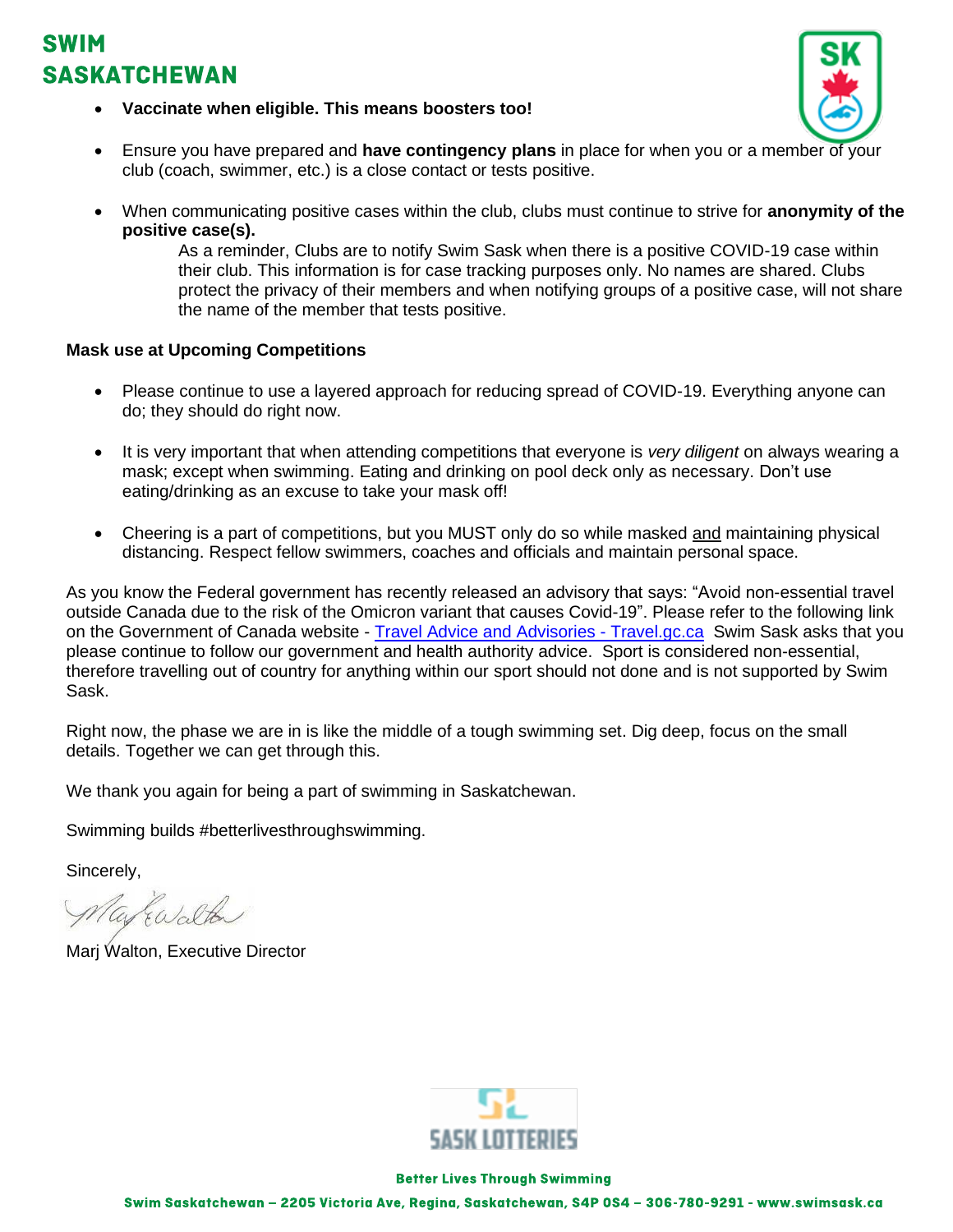- **Vaccinate when eligible. This means boosters too!**

- Ensure you have prepared and **have contingency plans** in place for when you or a member of your club (coach, swimmer, etc.) is a close contact or tests positive.

- When communicating positive cases within the club, clubs must continue to strive for **anonymity of the positive case(s).**

  As a reminder, Clubs are to notify Swim Sask when there is a positive COVID-19 case within their club. This information is for case tracking purposes only. No names are shared. Clubs protect the privacy of their members and when notifying groups of a positive case, will not share the name of the member that tests positive.

**Mask use at Upcoming Competitions**

- Please continue to use a layered approach for reducing spread of COVID-19. Everything anyone can do; they should do right now.

- It is very important that when attending competitions that everyone is *very diligent* on always wearing a mask; except when swimming. Eating and drinking on pool deck only as necessary. Don't use eating/drinking as an excuse to take your mask off!

- Cheering is a part of competitions, but you MUST only do so while masked and maintaining physical distancing. Respect fellow swimmers, coaches and officials and maintain personal space.

As you know the Federal government has recently released an advisory that says: "Avoid non-essential travel outside Canada due to the risk of the Omicron variant that causes Covid-19". Please refer to the following link on the Government of Canada website - [Travel Advice and Advisories - Travel.gc.ca](Travel Advice and Advisories - Travel.gc.ca) Swim Sask asks that you please continue to follow our government and health authority advice. Sport is considered non-essential, therefore travelling out of country for anything within our sport should not done and is not supported by Swim Sask.

Right now, the phase we are in is like the middle of a tough swimming set. Dig deep, focus on the small details. Together we can get through this.

We thank you again for being a part of swimming in Saskatchewan.

Swimming builds #betterlivesthroughswimming.

Sincerely,

Marj Walton, Executive Director